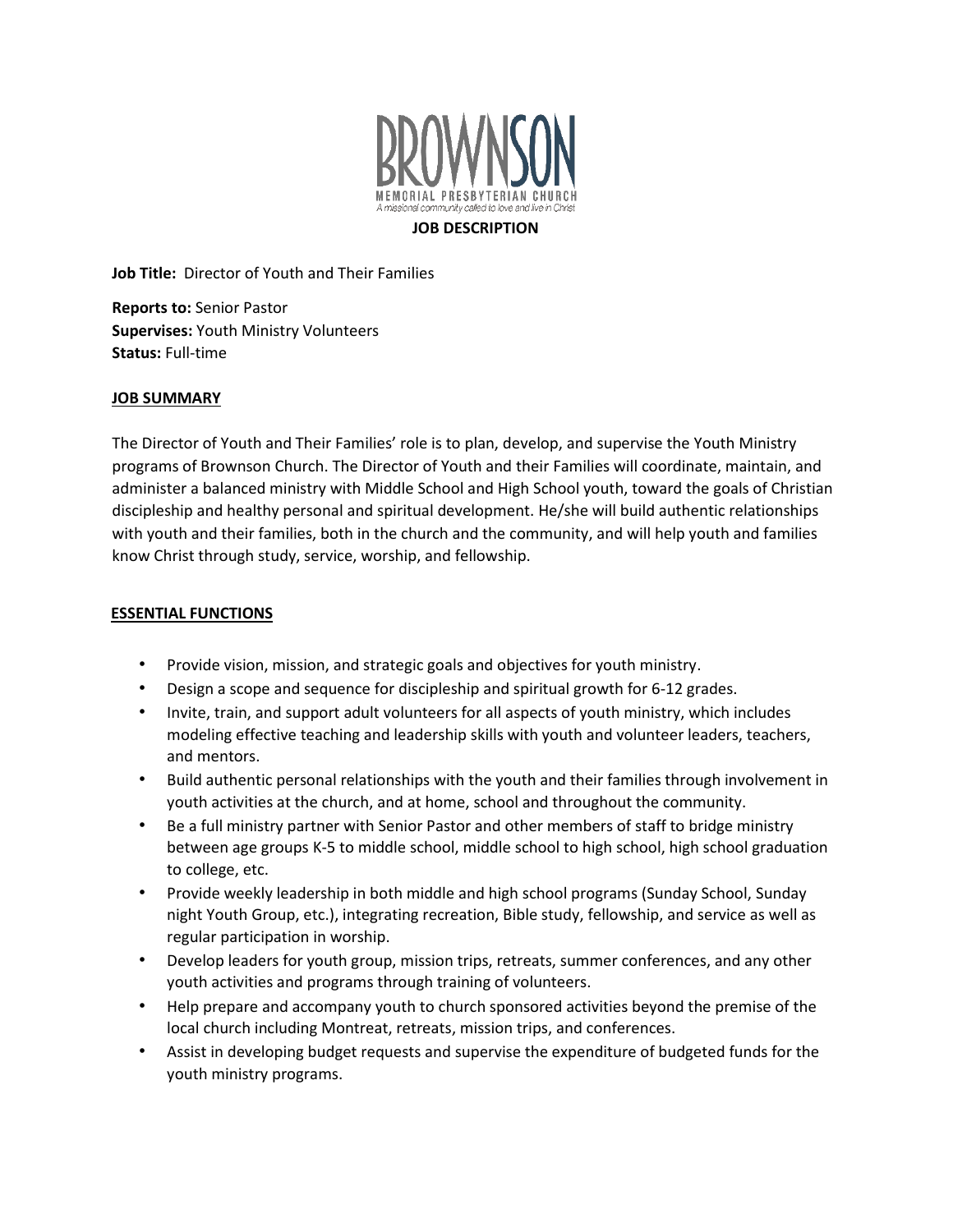# BROWNSON

MEMORIAL PRESBYTERIAN CHURCH

*A missional community called to love and live in Christ*

**JOB DESCRIPTION**

**Job Title:** Director of Youth and Their Families

**Reports to:** Senior Pastor
**Supervises:** Youth Ministry Volunteers
**Status:** Full-time

## JOB SUMMARY

The Director of Youth and Their Families' role is to plan, develop, and supervise the Youth Ministry programs of Brownson Church. The Director of Youth and their Families will coordinate, maintain, and administer a balanced ministry with Middle School and High School youth, toward the goals of Christian discipleship and healthy personal and spiritual development. He/she will build authentic relationships with youth and their families, both in the church and the community, and will help youth and families know Christ through study, service, worship, and fellowship.

## ESSENTIAL FUNCTIONS

- Provide vision, mission, and strategic goals and objectives for youth ministry.
- Design a scope and sequence for discipleship and spiritual growth for 6-12 grades.
- Invite, train, and support adult volunteers for all aspects of youth ministry, which includes modeling effective teaching and leadership skills with youth and volunteer leaders, teachers, and mentors.
- Build authentic personal relationships with the youth and their families through involvement in youth activities at the church, and at home, school and throughout the community.
- Be a full ministry partner with Senior Pastor and other members of staff to bridge ministry between age groups K-5 to middle school, middle school to high school, high school graduation to college, etc.
- Provide weekly leadership in both middle and high school programs (Sunday School, Sunday night Youth Group, etc.), integrating recreation, Bible study, fellowship, and service as well as regular participation in worship.
- Develop leaders for youth group, mission trips, retreats, summer conferences, and any other youth activities and programs through training of volunteers.
- Help prepare and accompany youth to church sponsored activities beyond the premise of the local church including Montreat, retreats, mission trips, and conferences.
- Assist in developing budget requests and supervise the expenditure of budgeted funds for the youth ministry programs.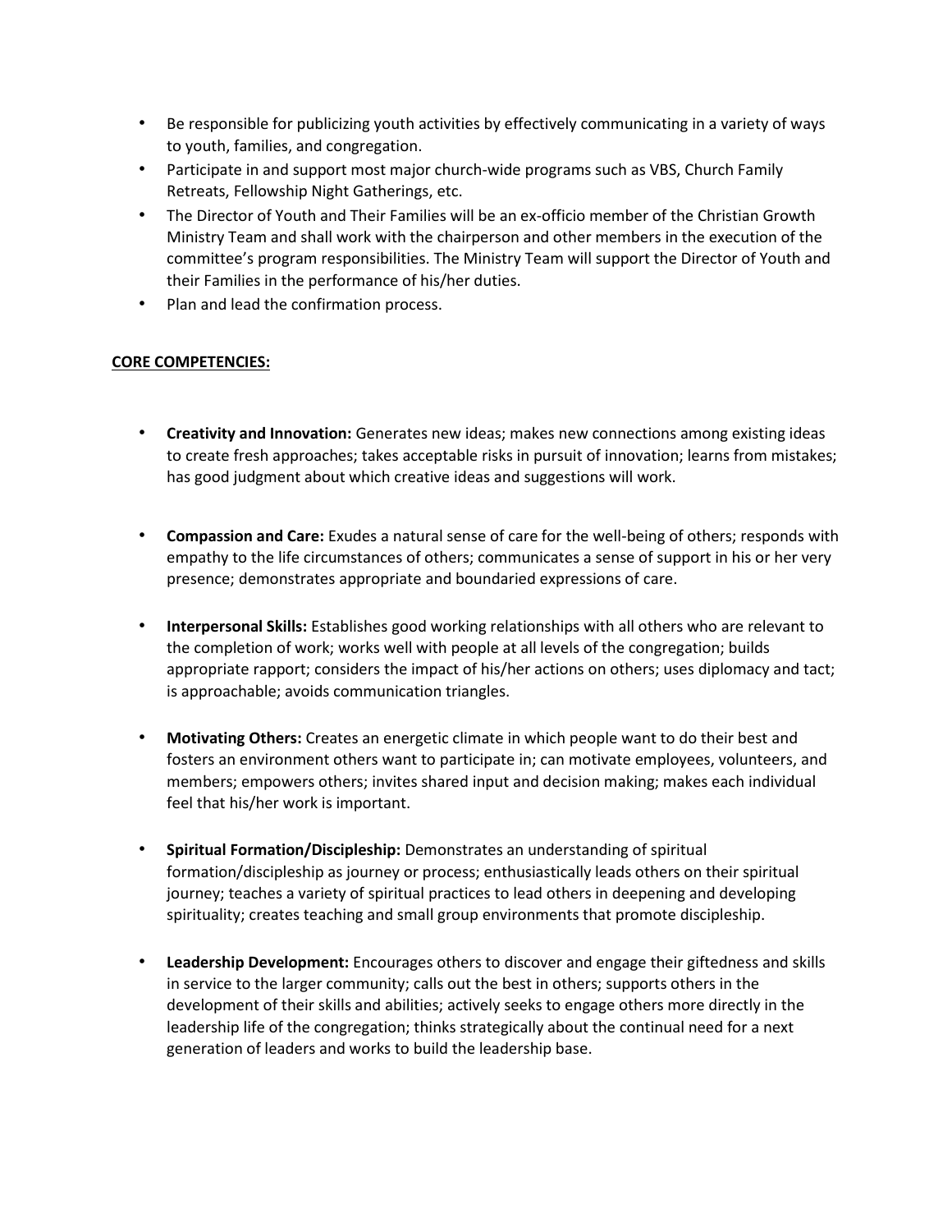- Be responsible for publicizing youth activities by effectively communicating in a variety of ways to youth, families, and congregation.
- Participate in and support most major church-wide programs such as VBS, Church Family Retreats, Fellowship Night Gatherings, etc.
- The Director of Youth and Their Families will be an ex-officio member of the Christian Growth Ministry Team and shall work with the chairperson and other members in the execution of the committee's program responsibilities. The Ministry Team will support the Director of Youth and their Families in the performance of his/her duties.
- Plan and lead the confirmation process.

**CORE COMPETENCIES:**

- **Creativity and Innovation:** Generates new ideas; makes new connections among existing ideas to create fresh approaches; takes acceptable risks in pursuit of innovation; learns from mistakes; has good judgment about which creative ideas and suggestions will work.

- **Compassion and Care:** Exudes a natural sense of care for the well-being of others; responds with empathy to the life circumstances of others; communicates a sense of support in his or her very presence; demonstrates appropriate and boundaried expressions of care.

- **Interpersonal Skills:** Establishes good working relationships with all others who are relevant to the completion of work; works well with people at all levels of the congregation; builds appropriate rapport; considers the impact of his/her actions on others; uses diplomacy and tact; is approachable; avoids communication triangles.

- **Motivating Others:** Creates an energetic climate in which people want to do their best and fosters an environment others want to participate in; can motivate employees, volunteers, and members; empowers others; invites shared input and decision making; makes each individual feel that his/her work is important.

- **Spiritual Formation/Discipleship:** Demonstrates an understanding of spiritual formation/discipleship as journey or process; enthusiastically leads others on their spiritual journey; teaches a variety of spiritual practices to lead others in deepening and developing spirituality; creates teaching and small group environments that promote discipleship.

- **Leadership Development:** Encourages others to discover and engage their giftedness and skills in service to the larger community; calls out the best in others; supports others in the development of their skills and abilities; actively seeks to engage others more directly in the leadership life of the congregation; thinks strategically about the continual need for a next generation of leaders and works to build the leadership base.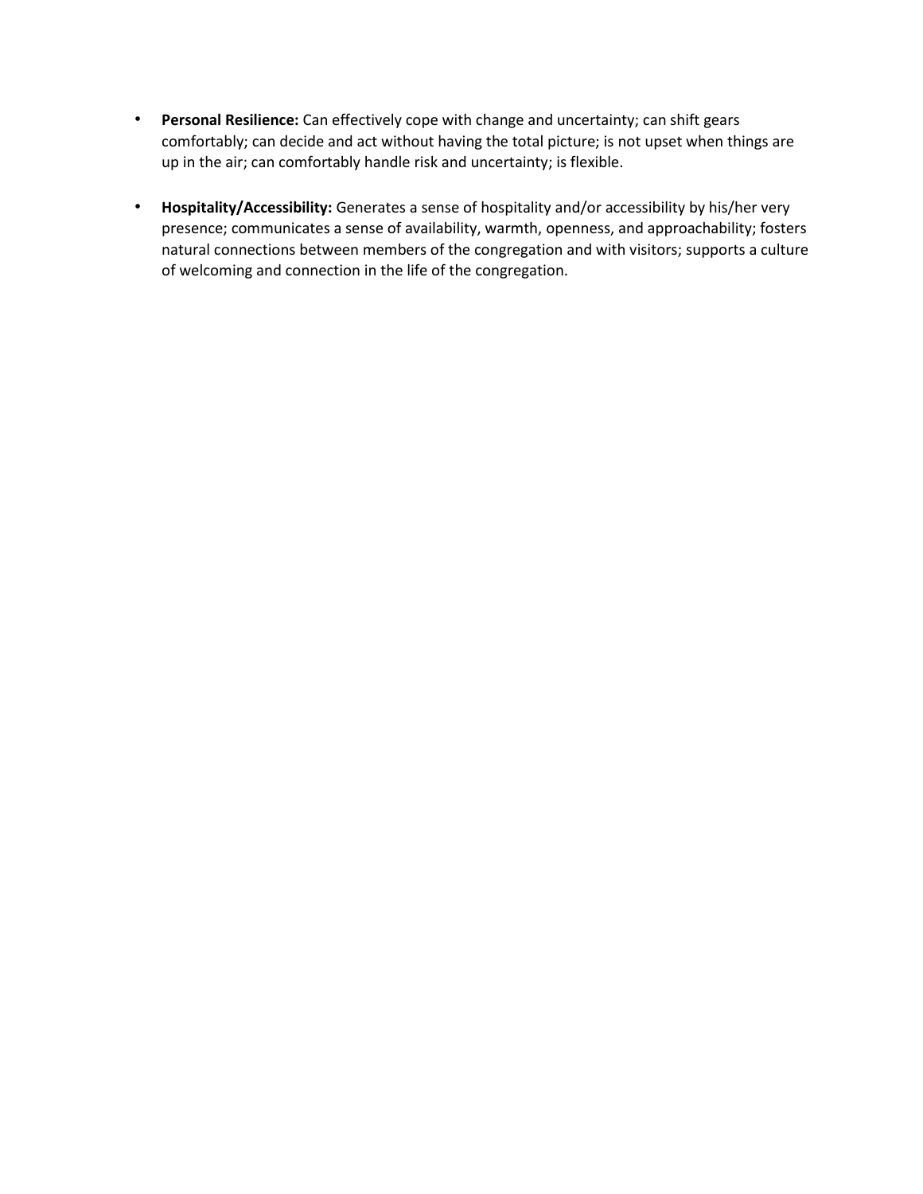- **Personal Resilience:** Can effectively cope with change and uncertainty; can shift gears comfortably; can decide and act without having the total picture; is not upset when things are up in the air; can comfortably handle risk and uncertainty; is flexible.

- **Hospitality/Accessibility:** Generates a sense of hospitality and/or accessibility by his/her very presence; communicates a sense of availability, warmth, openness, and approachability; fosters natural connections between members of the congregation and with visitors; supports a culture of welcoming and connection in the life of the congregation.